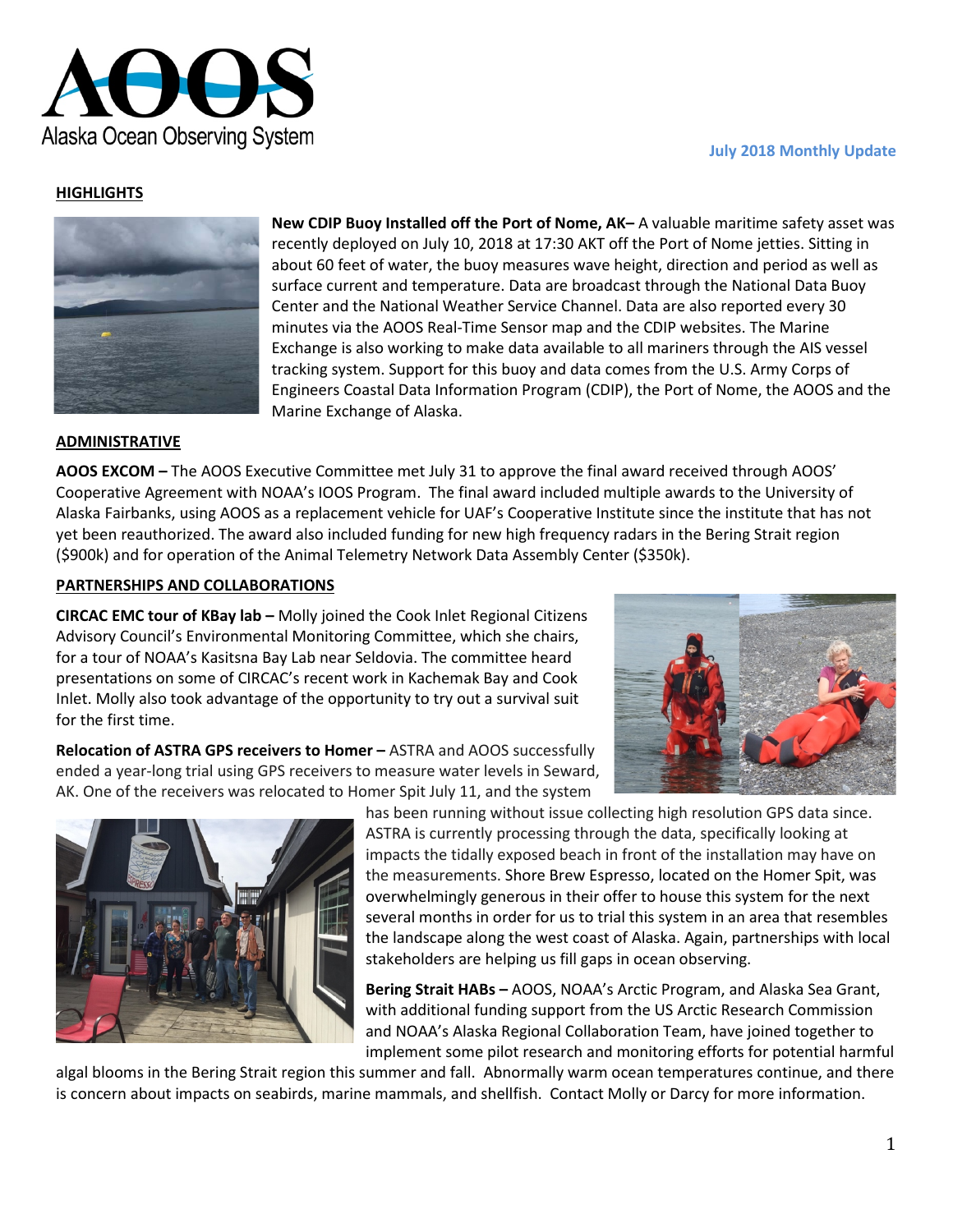# AOOS

Alaska Ocean Observing System

**July 2018 Monthly Update**

## HIGHLIGHTS

**New CDIP Buoy Installed off the Port of Nome, AK–** A valuable maritime safety asset was recently deployed on July 10, 2018 at 17:30 AKT off the Port of Nome jetties. Sitting in about 60 feet of water, the buoy measures wave height, direction and period as well as surface current and temperature. Data are broadcast through the National Data Buoy Center and the National Weather Service Channel. Data are also reported every 30 minutes via the AOOS Real-Time Sensor map and the CDIP websites. The Marine Exchange is also working to make data available to all mariners through the AIS vessel tracking system. Support for this buoy and data comes from the U.S. Army Corps of Engineers Coastal Data Information Program (CDIP), the Port of Nome, the AOOS and the Marine Exchange of Alaska.

## ADMINISTRATIVE

**AOOS EXCOM –** The AOOS Executive Committee met July 31 to approve the final award received through AOOS' Cooperative Agreement with NOAA's IOOS Program. The final award included multiple awards to the University of Alaska Fairbanks, using AOOS as a replacement vehicle for UAF's Cooperative Institute since the institute that has not yet been reauthorized. The award also included funding for new high frequency radars in the Bering Strait region ($900k) and for operation of the Animal Telemetry Network Data Assembly Center ($350k).

## PARTNERSHIPS AND COLLABORATIONS

**CIRCAC EMC tour of KBay lab –** Molly joined the Cook Inlet Regional Citizens Advisory Council's Environmental Monitoring Committee, which she chairs, for a tour of NOAA's Kasitsna Bay Lab near Seldovia. The committee heard presentations on some of CIRCAC's recent work in Kachemak Bay and Cook Inlet. Molly also took advantage of the opportunity to try out a survival suit for the first time.

**Relocation of ASTRA GPS receivers to Homer –** ASTRA and AOOS successfully ended a year-long trial using GPS receivers to measure water levels in Seward, AK. One of the receivers was relocated to Homer Spit July 11, and the system has been running without issue collecting high resolution GPS data since. ASTRA is currently processing through the data, specifically looking at impacts the tidally exposed beach in front of the installation may have on the measurements. Shore Brew Espresso, located on the Homer Spit, was overwhelmingly generous in their offer to house this system for the next several months in order for us to trial this system in an area that resembles the landscape along the west coast of Alaska. Again, partnerships with local stakeholders are helping us fill gaps in ocean observing.

**Bering Strait HABs –** AOOS, NOAA's Arctic Program, and Alaska Sea Grant, with additional funding support from the US Arctic Research Commission and NOAA's Alaska Regional Collaboration Team, have joined together to implement some pilot research and monitoring efforts for potential harmful algal blooms in the Bering Strait region this summer and fall. Abnormally warm ocean temperatures continue, and there is concern about impacts on seabirds, marine mammals, and shellfish. Contact Molly or Darcy for more information.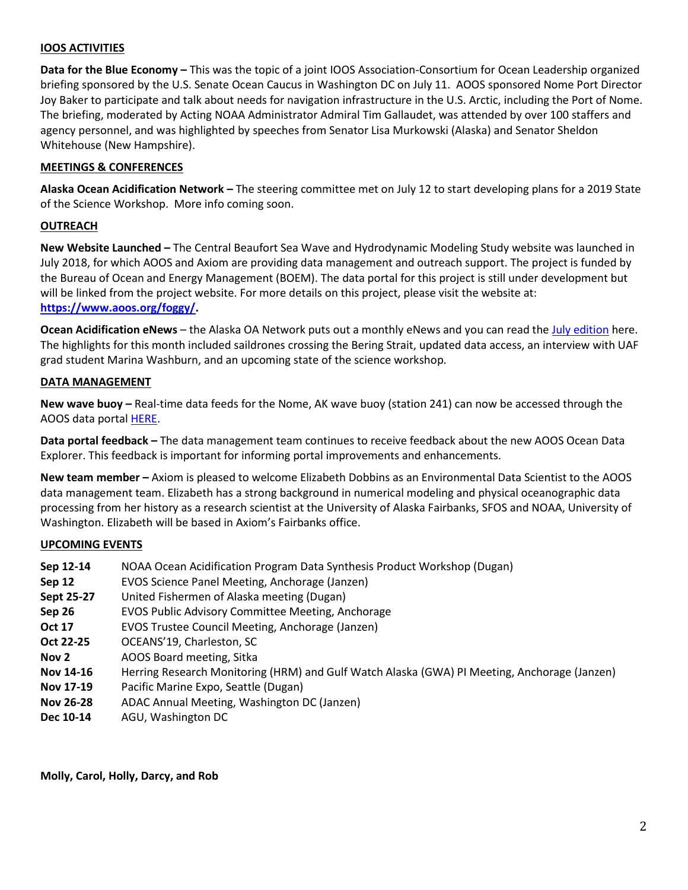## IOOS ACTIVITIES

**Data for the Blue Economy –** This was the topic of a joint IOOS Association-Consortium for Ocean Leadership organized briefing sponsored by the U.S. Senate Ocean Caucus in Washington DC on July 11. AOOS sponsored Nome Port Director Joy Baker to participate and talk about needs for navigation infrastructure in the U.S. Arctic, including the Port of Nome. The briefing, moderated by Acting NOAA Administrator Admiral Tim Gallaudet, was attended by over 100 staffers and agency personnel, and was highlighted by speeches from Senator Lisa Murkowski (Alaska) and Senator Sheldon Whitehouse (New Hampshire).

## MEETINGS & CONFERENCES

**Alaska Ocean Acidification Network –** The steering committee met on July 12 to start developing plans for a 2019 State of the Science Workshop. More info coming soon.

## OUTREACH

**New Website Launched –** The Central Beaufort Sea Wave and Hydrodynamic Modeling Study website was launched in July 2018, for which AOOS and Axiom are providing data management and outreach support. The project is funded by the Bureau of Ocean and Energy Management (BOEM). The data portal for this project is still under development but will be linked from the project website. For more details on this project, please visit the website at: **https://www.aoos.org/foggy/.**

**Ocean Acidification eNews** – the Alaska OA Network puts out a monthly eNews and you can read the July edition here. The highlights for this month included saildrones crossing the Bering Strait, updated data access, an interview with UAF grad student Marina Washburn, and an upcoming state of the science workshop.

## DATA MANAGEMENT

**New wave buoy –** Real-time data feeds for the Nome, AK wave buoy (station 241) can now be accessed through the AOOS data portal HERE.

**Data portal feedback –** The data management team continues to receive feedback about the new AOOS Ocean Data Explorer. This feedback is important for informing portal improvements and enhancements.

**New team member –** Axiom is pleased to welcome Elizabeth Dobbins as an Environmental Data Scientist to the AOOS data management team. Elizabeth has a strong background in numerical modeling and physical oceanographic data processing from her history as a research scientist at the University of Alaska Fairbanks, SFOS and NOAA, University of Washington. Elizabeth will be based in Axiom's Fairbanks office.

## UPCOMING EVENTS

| | |
|---|---|
| **Sep 12-14** | NOAA Ocean Acidification Program Data Synthesis Product Workshop (Dugan) |
| **Sep 12** | EVOS Science Panel Meeting, Anchorage (Janzen) |
| **Sept 25-27** | United Fishermen of Alaska meeting (Dugan) |
| **Sep 26** | EVOS Public Advisory Committee Meeting, Anchorage |
| **Oct 17** | EVOS Trustee Council Meeting, Anchorage (Janzen) |
| **Oct 22-25** | OCEANS'19, Charleston, SC |
| **Nov 2** | AOOS Board meeting, Sitka |
| **Nov 14-16** | Herring Research Monitoring (HRM) and Gulf Watch Alaska (GWA) PI Meeting, Anchorage (Janzen) |
| **Nov 17-19** | Pacific Marine Expo, Seattle (Dugan) |
| **Nov 26-28** | ADAC Annual Meeting, Washington DC (Janzen) |
| **Dec 10-14** | AGU, Washington DC |

**Molly, Carol, Holly, Darcy, and Rob**